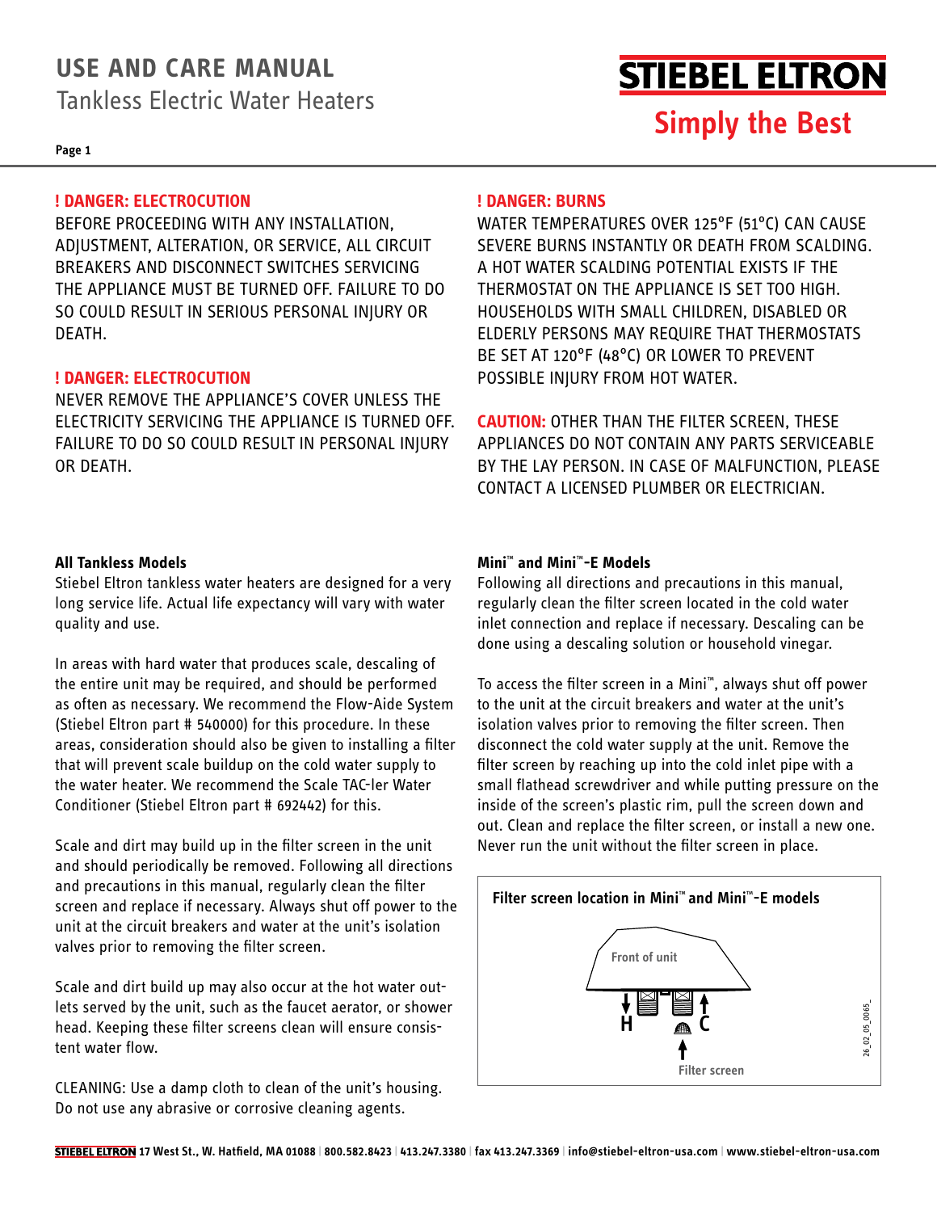# USE AND CARE MANUAL

Tankless Electric Water Heaters

**STIEBEL ELTRON**

**Simply the Best**

**! DANGER: ELECTROCUTION**

BEFORE PROCEEDING WITH ANY INSTALLATION, ADJUSTMENT, ALTERATION, OR SERVICE, ALL CIRCUIT BREAKERS AND DISCONNECT SWITCHES SERVICING THE APPLIANCE MUST BE TURNED OFF. FAILURE TO DO SO COULD RESULT IN SERIOUS PERSONAL INJURY OR DEATH.

**! DANGER: ELECTROCUTION**

NEVER REMOVE THE APPLIANCE'S COVER UNLESS THE ELECTRICITY SERVICING THE APPLIANCE IS TURNED OFF. FAILURE TO DO SO COULD RESULT IN PERSONAL INJURY OR DEATH.

**! DANGER: BURNS**

WATER TEMPERATURES OVER 125°F (51°C) CAN CAUSE SEVERE BURNS INSTANTLY OR DEATH FROM SCALDING. A HOT WATER SCALDING POTENTIAL EXISTS IF THE THERMOSTAT ON THE APPLIANCE IS SET TOO HIGH. HOUSEHOLDS WITH SMALL CHILDREN, DISABLED OR ELDERLY PERSONS MAY REQUIRE THAT THERMOSTATS BE SET AT 120°F (48°C) OR LOWER TO PREVENT POSSIBLE INJURY FROM HOT WATER.

**CAUTION:** OTHER THAN THE FILTER SCREEN, THESE APPLIANCES DO NOT CONTAIN ANY PARTS SERVICEABLE BY THE LAY PERSON. IN CASE OF MALFUNCTION, PLEASE CONTACT A LICENSED PLUMBER OR ELECTRICIAN.

**All Tankless Models**

Stiebel Eltron tankless water heaters are designed for a very long service life. Actual life expectancy will vary with water quality and use.

In areas with hard water that produces scale, descaling of the entire unit may be required, and should be performed as often as necessary. We recommend the Flow-Aide System (Stiebel Eltron part # 540000) for this procedure. In these areas, consideration should also be given to installing a filter that will prevent scale buildup on the cold water supply to the water heater. We recommend the Scale TAC-ler Water Conditioner (Stiebel Eltron part # 692442) for this.

Scale and dirt may build up in the filter screen in the unit and should periodically be removed. Following all directions and precautions in this manual, regularly clean the filter screen and replace if necessary. Always shut off power to the unit at the circuit breakers and water at the unit's isolation valves prior to removing the filter screen.

Scale and dirt build up may also occur at the hot water outlets served by the unit, such as the faucet aerator, or shower head. Keeping these filter screens clean will ensure consistent water flow.

CLEANING: Use a damp cloth to clean of the unit's housing. Do not use any abrasive or corrosive cleaning agents.

**Mini™ and Mini™-E Models**

Following all directions and precautions in this manual, regularly clean the filter screen located in the cold water inlet connection and replace if necessary. Descaling can be done using a descaling solution or household vinegar.

To access the filter screen in a Mini™, always shut off power to the unit at the circuit breakers and water at the unit's isolation valves prior to removing the filter screen. Then disconnect the cold water supply at the unit. Remove the filter screen by reaching up into the cold inlet pipe with a small flathead screwdriver and while putting pressure on the inside of the screen's plastic rim, pull the screen down and out. Clean and replace the filter screen, or install a new one. Never run the unit without the filter screen in place.

**Filter screen location in Mini™ and Mini™-E models**

Front of unit

H C

Filter screen

26_02_05_0065_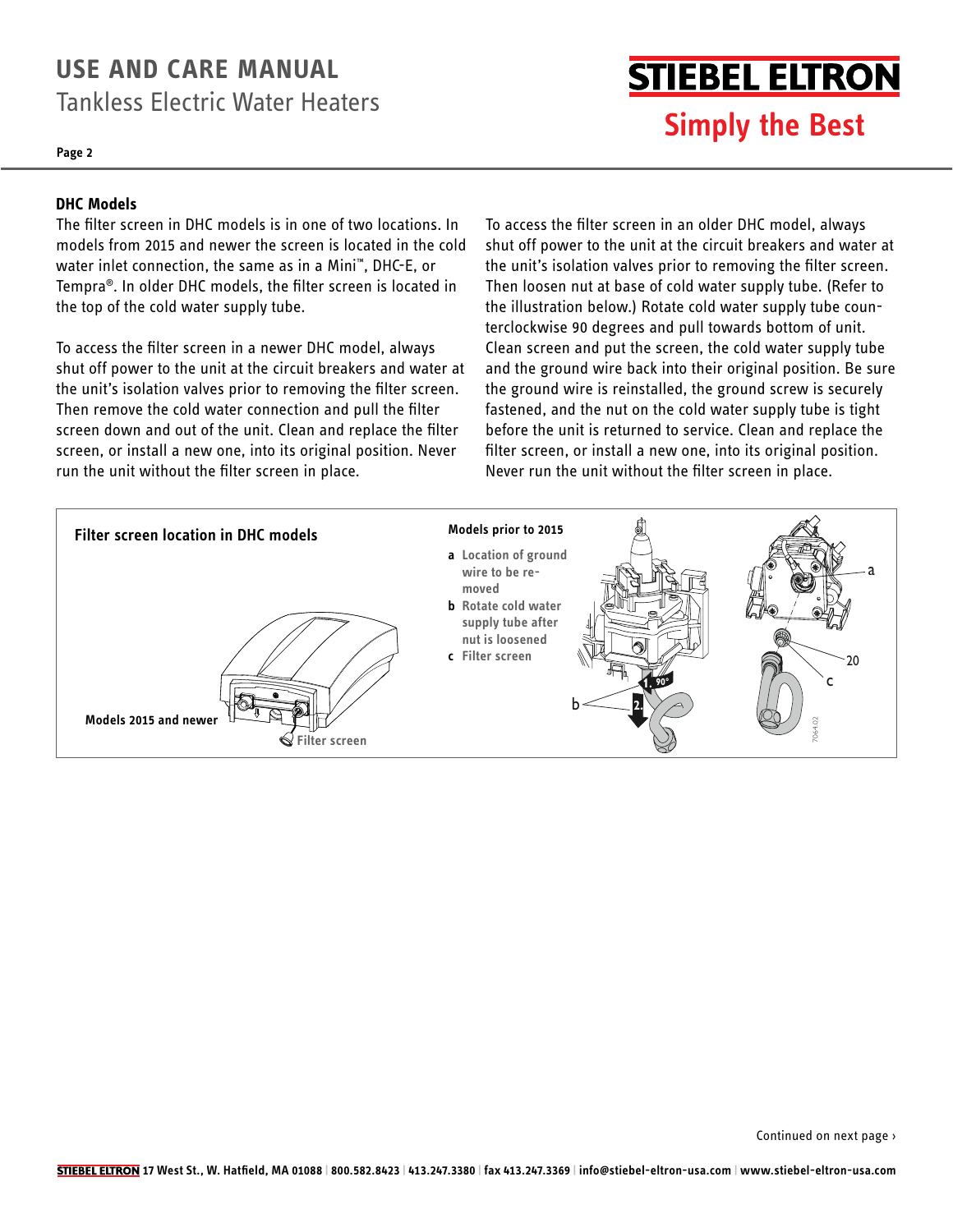### DHC Models

The filter screen in DHC models is in one of two locations. In models from 2015 and newer the screen is located in the cold water inlet connection, the same as in a Mini™, DHC-E, or Tempra®. In older DHC models, the filter screen is located in the top of the cold water supply tube.

To access the filter screen in a newer DHC model, always shut off power to the unit at the circuit breakers and water at the unit's isolation valves prior to removing the filter screen. Then remove the cold water connection and pull the filter screen down and out of the unit. Clean and replace the filter screen, or install a new one, into its original position. Never run the unit without the filter screen in place.

To access the filter screen in an older DHC model, always shut off power to the unit at the circuit breakers and water at the unit's isolation valves prior to removing the filter screen. Then loosen nut at base of cold water supply tube. (Refer to the illustration below.) Rotate cold water supply tube counterclockwise 90 degrees and pull towards bottom of unit. Clean screen and put the screen, the cold water supply tube and the ground wire back into their original position. Be sure the ground wire is reinstalled, the ground screw is securely fastened, and the nut on the cold water supply tube is tight before the unit is returned to service. Clean and replace the filter screen, or install a new one, into its original position. Never run the unit without the filter screen in place.

**Filter screen location in DHC models**

**Models 2015 and newer** — Filter screen

**Models prior to 2015**

- **a** Location of ground wire to be removed
- **b** Rotate cold water supply tube after nut is loosened
- **c** Filter screen

Continued on next page ›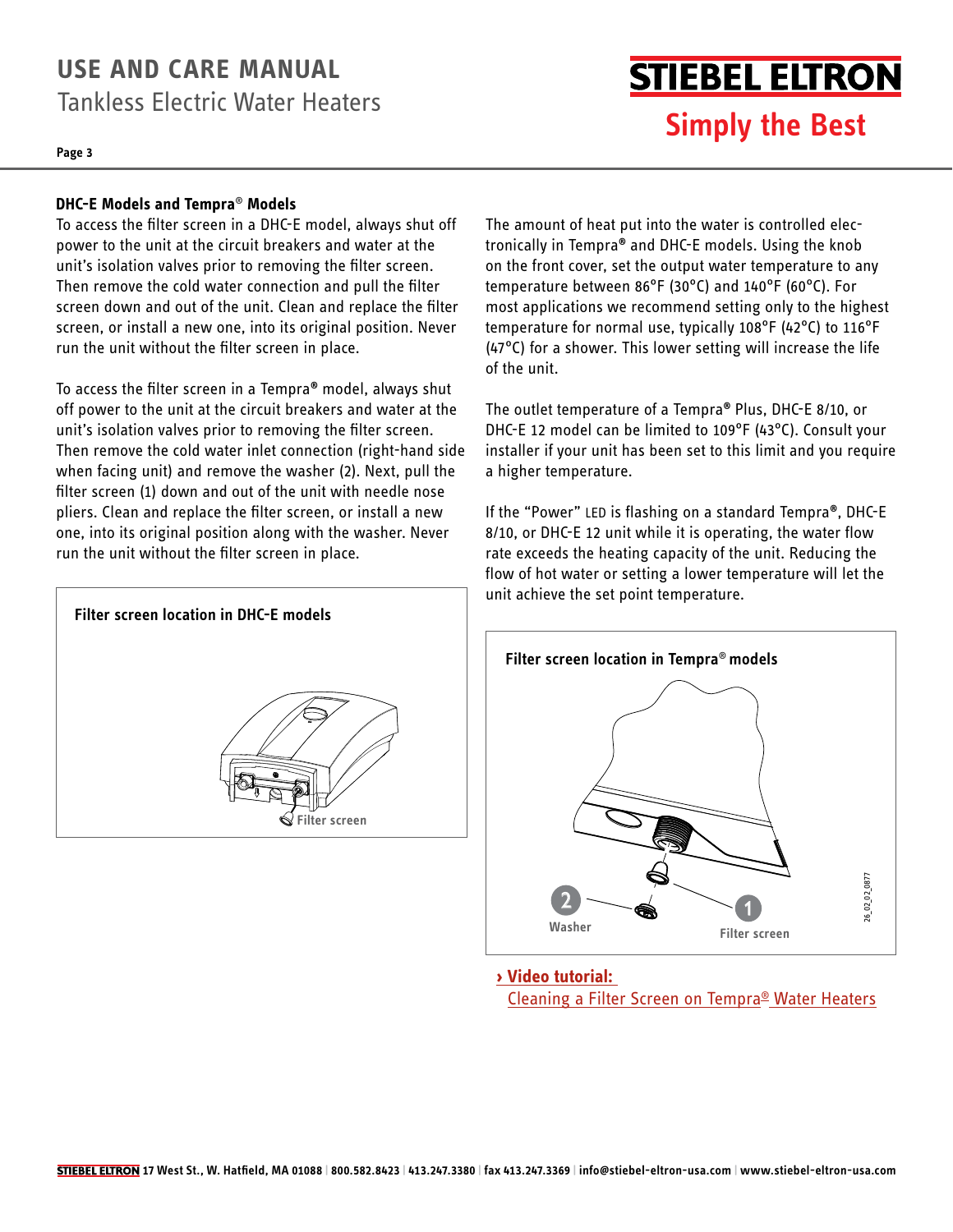### DHC-E Models and Tempra® Models

To access the filter screen in a DHC-E model, always shut off power to the unit at the circuit breakers and water at the unit's isolation valves prior to removing the filter screen. Then remove the cold water connection and pull the filter screen down and out of the unit. Clean and replace the filter screen, or install a new one, into its original position. Never run the unit without the filter screen in place.

To access the filter screen in a Tempra® model, always shut off power to the unit at the circuit breakers and water at the unit's isolation valves prior to removing the filter screen. Then remove the cold water inlet connection (right-hand side when facing unit) and remove the washer (2). Next, pull the filter screen (1) down and out of the unit with needle nose pliers. Clean and replace the filter screen, or install a new one, into its original position along with the washer. Never run the unit without the filter screen in place.

**Filter screen location in DHC-E models**

Filter screen

The amount of heat put into the water is controlled electronically in Tempra® and DHC-E models. Using the knob on the front cover, set the output water temperature to any temperature between 86°F (30°C) and 140°F (60°C). For most applications we recommend setting only to the highest temperature for normal use, typically 108°F (42°C) to 116°F (47°C) for a shower. This lower setting will increase the life of the unit.

The outlet temperature of a Tempra® Plus, DHC-E 8/10, or DHC-E 12 model can be limited to 109°F (43°C). Consult your installer if your unit has been set to this limit and you require a higher temperature.

If the "Power" LED is flashing on a standard Tempra®, DHC-E 8/10, or DHC-E 12 unit while it is operating, the water flow rate exceeds the heating capacity of the unit. Reducing the flow of hot water or setting a lower temperature will let the unit achieve the set point temperature.

**Filter screen location in Tempra® models**

2 Washer

1 Filter screen

26_02_02_0877

**› Video tutorial:**
Cleaning a Filter Screen on Tempra® Water Heaters